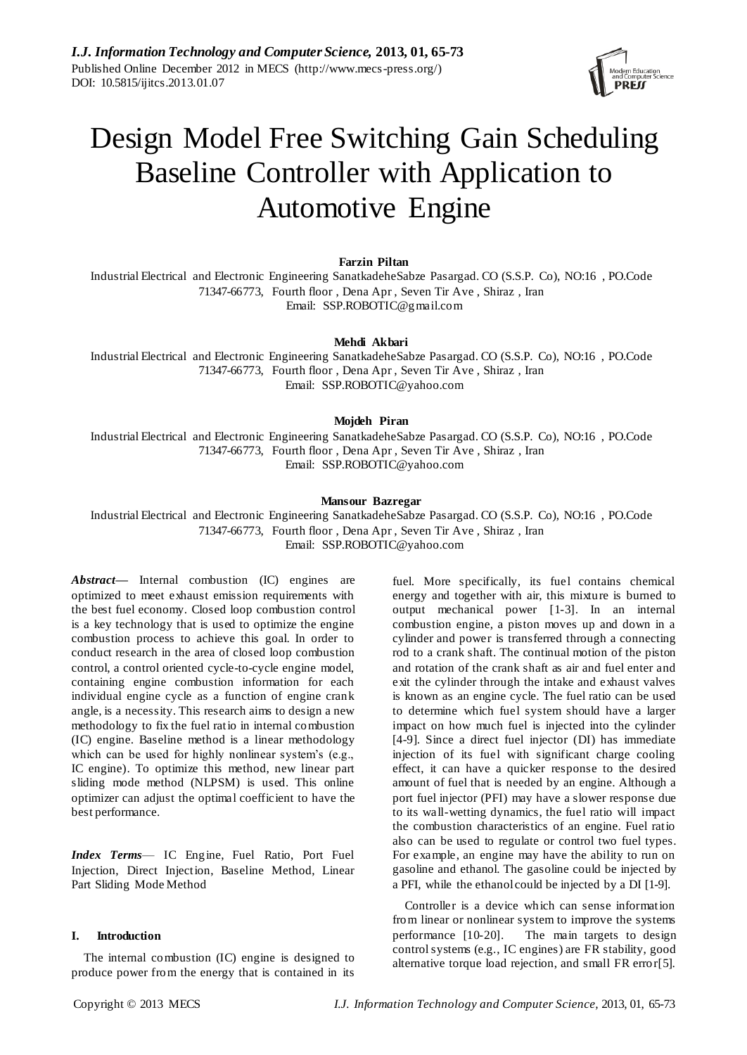# Design Model Free Switching Gain Scheduling Baseline Controller with Application to Automotive Engine

**Farzin Piltan**

Industrial Electrical and Electronic Engineering SanatkadeheSabze Pasargad. CO (S.S.P. Co), NO:16 , PO.Code 71347-66773, Fourth floor , Dena Apr , Seven Tir Ave , Shiraz , Iran
Email: SSP.ROBOTIC@gmail.com

**Mehdi Akbari**

Industrial Electrical and Electronic Engineering SanatkadeheSabze Pasargad. CO (S.S.P. Co), NO:16 , PO.Code 71347-66773, Fourth floor , Dena Apr , Seven Tir Ave , Shiraz , Iran
Email: SSP.ROBOTIC@yahoo.com

**Mojdeh Piran**

Industrial Electrical and Electronic Engineering SanatkadeheSabze Pasargad. CO (S.S.P. Co), NO:16 , PO.Code 71347-66773, Fourth floor , Dena Apr , Seven Tir Ave , Shiraz , Iran
Email: SSP.ROBOTIC@yahoo.com

**Mansour Bazregar**

Industrial Electrical and Electronic Engineering SanatkadeheSabze Pasargad. CO (S.S.P. Co), NO:16 , PO.Code 71347-66773, Fourth floor , Dena Apr , Seven Tir Ave , Shiraz , Iran
Email: SSP.ROBOTIC@yahoo.com

***Abstract*—** Internal combustion (IC) engines are optimized to meet exhaust emission requirements with the best fuel economy. Closed loop combustion control is a key technology that is used to optimize the engine combustion process to achieve this goal. In order to conduct research in the area of closed loop combustion control, a control oriented cycle-to-cycle engine model, containing engine combustion information for each individual engine cycle as a function of engine crank angle, is a necessity. This research aims to design a new methodology to fix the fuel ratio in internal combustion (IC) engine. Baseline method is a linear methodology which can be used for highly nonlinear system's (e.g., IC engine). To optimize this method, new linear part sliding mode method (NLPSM) is used. This online optimizer can adjust the optimal coefficient to have the best performance.

***Index Terms*—** IC Engine, Fuel Ratio, Port Fuel Injection, Direct Injection, Baseline Method, Linear Part Sliding Mode Method

## I. Introduction

The internal combustion (IC) engine is designed to produce power from the energy that is contained in its fuel. More specifically, its fuel contains chemical energy and together with air, this mixture is burned to output mechanical power [1-3]. In an internal combustion engine, a piston moves up and down in a cylinder and power is transferred through a connecting rod to a crank shaft. The continual motion of the piston and rotation of the crank shaft as air and fuel enter and exit the cylinder through the intake and exhaust valves is known as an engine cycle. The fuel ratio can be used to determine which fuel system should have a larger impact on how much fuel is injected into the cylinder [4-9]. Since a direct fuel injector (DI) has immediate injection of its fuel with significant charge cooling effect, it can have a quicker response to the desired amount of fuel that is needed by an engine. Although a port fuel injector (PFI) may have a slower response due to its wall-wetting dynamics, the fuel ratio will impact the combustion characteristics of an engine. Fuel ratio also can be used to regulate or control two fuel types. For example, an engine may have the ability to run on gasoline and ethanol. The gasoline could be injected by a PFI, while the ethanol could be injected by a DI [1-9].

Controller is a device which can sense information from linear or nonlinear system to improve the systems performance [10-20]. The main targets to design control systems (e.g., IC engines) are FR stability, good alternative torque load rejection, and small FR error[5].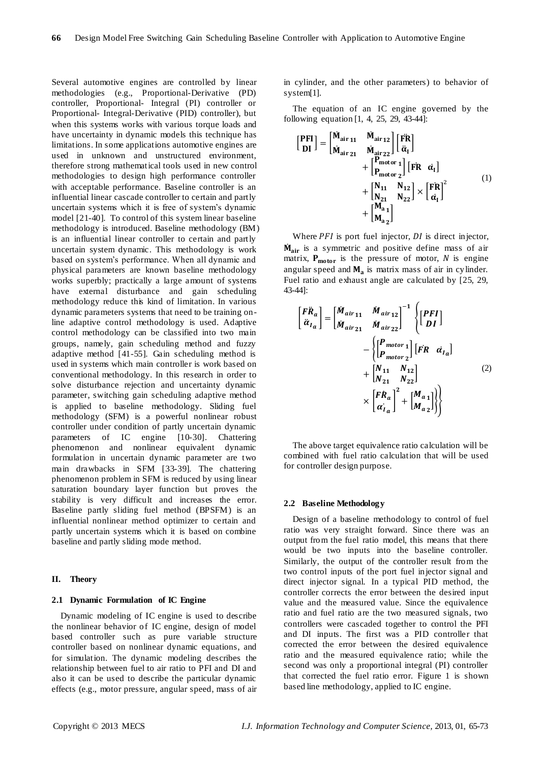Several automotive engines are controlled by linear methodologies (e.g., Proportional-Derivative (PD) controller, Proportional- Integral (PI) controller or Proportional- Integral-Derivative (PID) controller), but when this systems works with various torque loads and have uncertainty in dynamic models this technique has limitations. In some applications automotive engines are used in unknown and unstructured environment, therefore strong mathematical tools used in new control methodologies to design high performance controller with acceptable performance. Baseline controller is an influential linear cascade controller to certain and partly uncertain systems which it is free of system's dynamic model [21-40]. To control of this system linear baseline methodology is introduced. Baseline methodology (BM) is an influential linear controller to certain and partly uncertain system dynamic. This methodology is work based on system's performance. When all dynamic and physical parameters are known baseline methodology works superbly; practically a large amount of systems have external disturbance and gain scheduling methodology reduce this kind of limitation. In various dynamic parameters systems that need to be training on-line adaptive control methodology is used. Adaptive control methodology can be classified into two main groups, namely, gain scheduling method and fuzzy adaptive method [41-55]. Gain scheduling method is used in systems which main controller is work based on conventional methodology. In this research in order to solve disturbance rejection and uncertainty dynamic parameter, switching gain scheduling adaptive method is applied to baseline methodology. Sliding fuel methodology (SFM) is a powerful nonlinear robust controller under condition of partly uncertain dynamic parameters of IC engine [10-30]. Chattering phenomenon and nonlinear equivalent dynamic formulation in uncertain dynamic parameter are two main drawbacks in SFM [33-39]. The chattering phenomenon problem in SFM is reduced by using linear saturation boundary layer function but proves the stability is very difficult and increases the error. Baseline partly sliding fuel method (BPSFM) is an influential nonlinear method optimizer to certain and partly uncertain systems which it is based on combine baseline and partly sliding mode method.

## II. Theory

### 2.1 Dynamic Formulation of IC Engine

Dynamic modeling of IC engine is used to describe the nonlinear behavior of IC engine, design of model based controller such as pure variable structure controller based on nonlinear dynamic equations, and for simulation. The dynamic modeling describes the relationship between fuel to air ratio to PFI and DI and also it can be used to describe the particular dynamic effects (e.g., motor pressure, angular speed, mass of air in cylinder, and the other parameters) to behavior of system[1].

The equation of an IC engine governed by the following equation [1, 4, 25, 29, 43-44]:

$$\begin{bmatrix}\mathbf{PFI}\\ \mathbf{DI}\end{bmatrix} = \begin{bmatrix}\dot{\mathbf{M}}_{\mathbf{air}\,\mathbf{11}} & \dot{\mathbf{M}}_{\mathbf{air}\,\mathbf{12}}\\ \dot{\mathbf{M}}_{\mathbf{air}\,\mathbf{21}} & \dot{\mathbf{M}}_{\mathbf{air}\,\mathbf{22}}\end{bmatrix}\begin{bmatrix}\ddot{\mathbf{FR}}\\ \ddot{\alpha}_{\mathbf{I}}\end{bmatrix} + \begin{bmatrix}\mathbf{P}_{\mathbf{motor}\,\mathbf{1}}\\ \mathbf{P}_{\mathbf{motor}\,\mathbf{2}}\end{bmatrix}\begin{bmatrix}\dot{\mathbf{FR}} & \dot{\alpha}_{\mathbf{I}}\end{bmatrix} + \begin{bmatrix}\mathbf{N}_{\mathbf{11}} & \mathbf{N}_{\mathbf{12}}\\ \mathbf{N}_{\mathbf{21}} & \mathbf{N}_{\mathbf{22}}\end{bmatrix} \times \begin{bmatrix}\dot{\mathbf{FR}}\\ \dot{\alpha}_{\mathbf{I}}\end{bmatrix}^2 + \begin{bmatrix}\mathbf{M}_{\mathbf{a}\,\mathbf{1}}\\ \mathbf{M}_{\mathbf{a}\,\mathbf{2}}\end{bmatrix} \tag{1}$$

Where *PFI* is port fuel injector, *DI* is direct injector, $\dot{\mathbf{M}}_{\mathbf{air}}$ is a symmetric and positive define mass of air matrix, $\mathbf{P}_{\mathbf{motor}}$ is the pressure of motor, *N* is engine angular speed and $\mathbf{M}_{\mathbf{a}}$ is matrix mass of air in cylinder. Fuel ratio and exhaust angle are calculated by [25, 29, 43-44]:

$$\begin{bmatrix}\ddot{FR}_a\\ \ddot{\alpha}_{I_a}\end{bmatrix} = \begin{bmatrix}\dot{M}_{air\,11} & \dot{M}_{air\,12}\\ \dot{M}_{air\,21} & \dot{M}_{air\,22}\end{bmatrix}^{-1}\left\{\begin{bmatrix}PFI\\ DI\end{bmatrix} - \left\{\begin{bmatrix}P_{motor\,1}\\ P_{motor\,2}\end{bmatrix}\begin{bmatrix}\dot{FR} & \dot{\alpha}_{I_a}\end{bmatrix} + \begin{bmatrix}N_{11} & N_{12}\\ N_{21} & N_{22}\end{bmatrix} \times \begin{bmatrix}\dot{FR}_a\\ \dot{\alpha}_{I_a}\end{bmatrix}^2 + \begin{bmatrix}M_{a\,1}\\ M_{a\,2}\end{bmatrix}\right\}\right\} \tag{2}$$

The above target equivalence ratio calculation will be combined with fuel ratio calculation that will be used for controller design purpose.

### 2.2 Baseline Methodology

Design of a baseline methodology to control of fuel ratio was very straight forward. Since there was an output from the fuel ratio model, this means that there would be two inputs into the baseline controller. Similarly, the output of the controller result from the two control inputs of the port fuel injector signal and direct injector signal. In a typical PID method, the controller corrects the error between the desired input value and the measured value. Since the equivalence ratio and fuel ratio are the two measured signals, two controllers were cascaded together to control the PFI and DI inputs. The first was a PID controller that corrected the error between the desired equivalence ratio and the measured equivalence ratio; while the second was only a proportional integral (PI) controller that corrected the fuel ratio error. Figure 1 is shown based line methodology, applied to IC engine.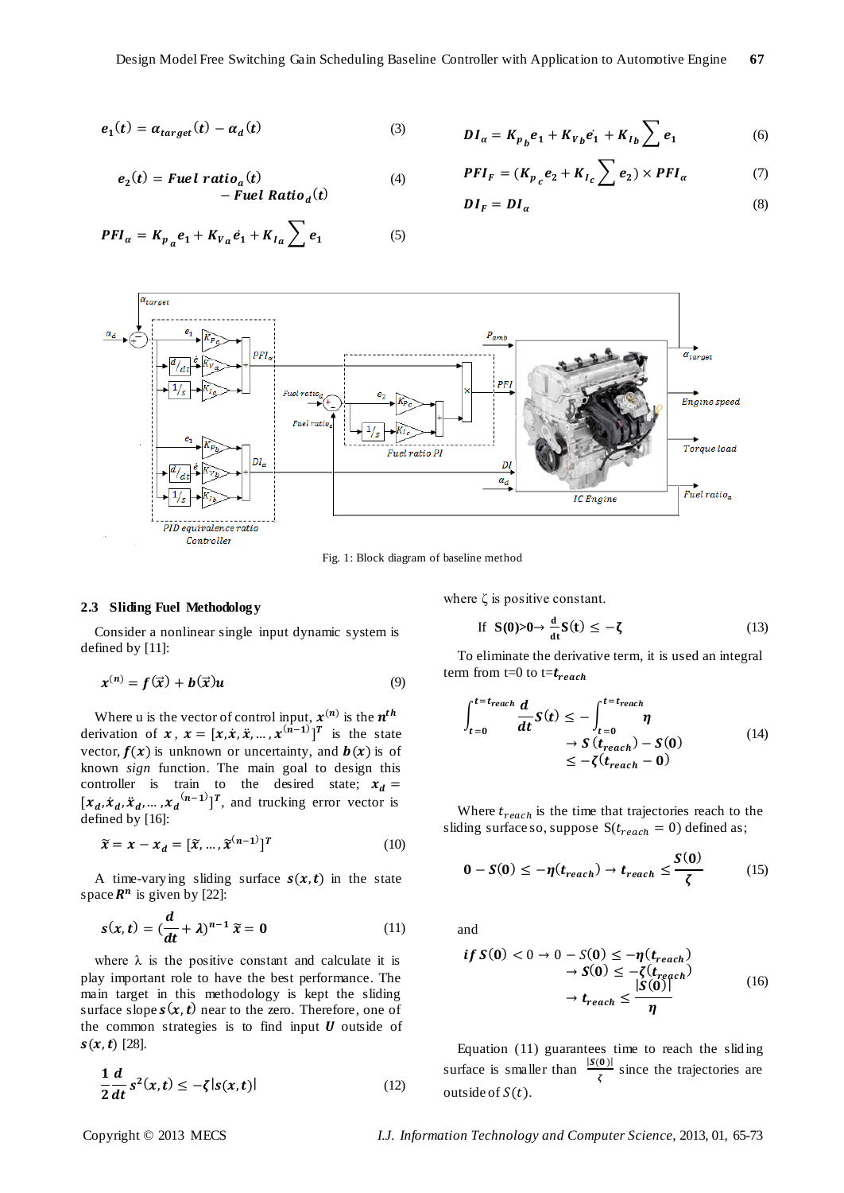$$e_1(t) = \alpha_{target}(t) - \alpha_d(t) \tag{3}$$

$$e_2(t) = Fuel\ ratio_a(t) - Fuel\ Ratio_d(t) \tag{4}$$

$$PFI_\alpha = K_{p_a} e_1 + K_{V_a} \dot{e}_1 + K_{I_a} \sum e_1 \tag{5}$$

$$DI_\alpha = K_{p_b} e_1 + K_{V_b} \dot{e_1} + K_{I_b} \sum e_1 \tag{6}$$

$$PFI_F = (K_{p_c} e_2 + K_{I_c} \sum e_2) \times PFI_\alpha \tag{7}$$

$$DI_F = DI_\alpha \tag{8}$$

Fig. 1: Block diagram of baseline method

### 2.3 Sliding Fuel Methodology

Consider a nonlinear single input dynamic system is defined by [11]:

$$x^{(n)} = f(\vec{x}) + b(\vec{x})u \tag{9}$$

Where u is the vector of control input, $x^{(n)}$ is the $n^{th}$ derivation of $x$, $x = [x, \dot{x}, \ddot{x}, \dots, x^{(n-1)}]^T$ is the state vector, $f(x)$ is unknown or uncertainty, and $b(x)$ is of known *sign* function. The main goal to design this controller is train to the desired state; $x_d = [x_d, \dot{x}_d, \ddot{x}_d, \dots, x_d^{(n-1)}]^T$, and trucking error vector is defined by [16]:

$$\tilde{x} = x - x_d = [\tilde{x}, \dots, \tilde{x}^{(n-1)}]^T \tag{10}$$

A time-varying sliding surface $s(x,t)$ in the state space $R^n$ is given by [22]:

$$s(x,t) = (\frac{d}{dt} + \lambda)^{n-1} \tilde{x} = 0 \tag{11}$$

where λ is the positive constant and calculate it is play important role to have the best performance. The main target in this methodology is kept the sliding surface slope $s(x,t)$ near to the zero. Therefore, one of the common strategies is to find input $U$ outside of $s(x,t)$ [28].

$$\frac{1}{2}\frac{d}{dt} s^2(x,t) \le -\zeta |s(x,t)| \tag{12}$$

where ζ is positive constant.

$$\text{If } S(0)>0 \rightarrow \frac{d}{dt} S(t) \le -\zeta \tag{13}$$

To eliminate the derivative term, it is used an integral term from t=0 to t=$t_{reach}$

$$\int_{t=0}^{t=t_{reach}} \frac{d}{dt} S(t) \le -\int_{t=0}^{t=t_{reach}} \eta \rightarrow S(t_{reach}) - S(0) \le -\zeta(t_{reach} - 0) \tag{14}$$

Where $t_{reach}$ is the time that trajectories reach to the sliding surface so, suppose $S(t_{reach} = 0)$ defined as;

$$0 - S(0) \le -\eta(t_{reach}) \rightarrow t_{reach} \le \frac{S(0)}{\zeta} \tag{15}$$

and

$$if\ S(0) < 0 \rightarrow 0 - S(0) \le -\eta(t_{reach}) \rightarrow S(0) \le -\zeta(t_{reach}) \rightarrow t_{reach} \le \frac{|S(0)|}{\eta} \tag{16}$$

Equation (11) guarantees time to reach the sliding surface is smaller than $\frac{|S(0)|}{\zeta}$ since the trajectories are outside of $S(t)$.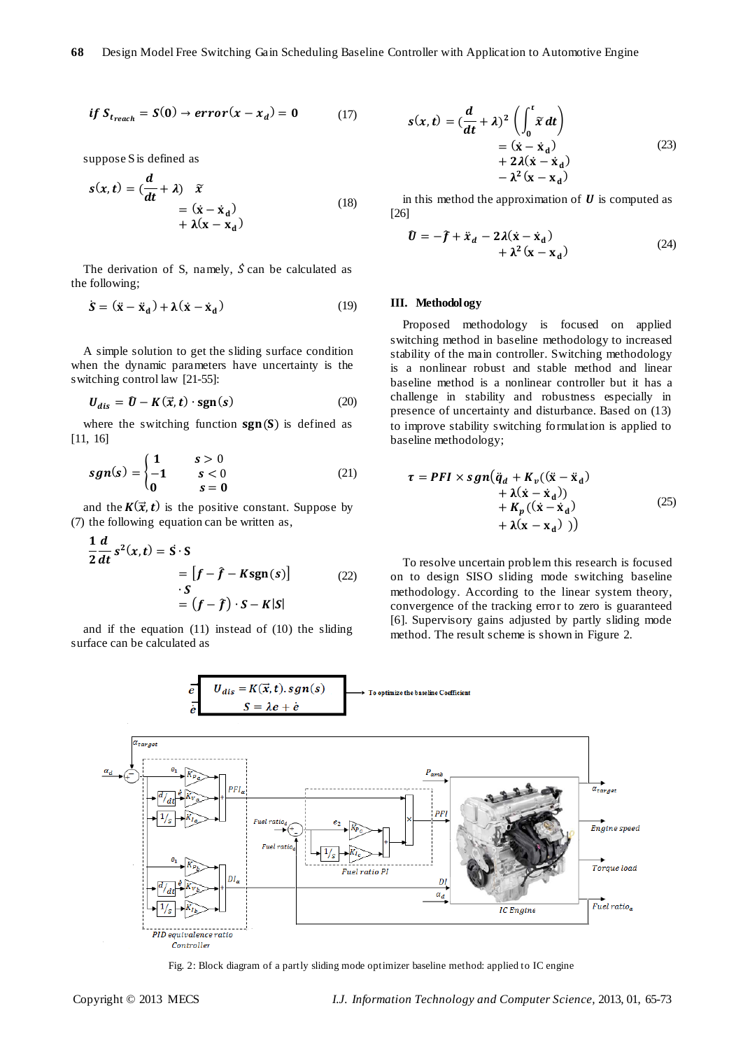$$\textbf{\textit{if}}\ S_{t_{reach}} = S(0) \to error(x - x_d) = 0 \tag{17}$$

suppose S is defined as

$$s(x,t) = (\frac{d}{dt} + \lambda)\quad \tilde{x} = (\dot{x} - \dot{x}_d) + \lambda(x - x_d) \tag{18}$$

The derivation of S, namely, $\dot{S}$ can be calculated as the following;

$$\dot{S} = (\ddot{x} - \ddot{x}_d) + \lambda(\dot{x} - \dot{x}_d) \tag{19}$$

A simple solution to get the sliding surface condition when the dynamic parameters have uncertainty is the switching control law [21-55]:

$$U_{dis} = \hat{U} - K(\vec{x}, t) \cdot \mathrm{sgn}(s) \tag{20}$$

where the switching function $\mathbf{sgn}(S)$ is defined as [11, 16]

$$sgn(s) = \begin{cases} 1 & s > 0 \\ -1 & s < 0 \\ 0 & s = 0 \end{cases} \tag{21}$$

and the $K(\vec{x}, t)$ is the positive constant. Suppose by (7) the following equation can be written as,

$$\frac{1}{2}\frac{d}{dt}s^2(x,t) = \dot{S} \cdot S = \left[f - \hat{f} - K\mathrm{sgn}(s)\right] \cdot S = \left(f - \hat{f}\right) \cdot S - K|S| \tag{22}$$

and if the equation (11) instead of (10) the sliding surface can be calculated as

$$s(x,t) = (\frac{d}{dt} + \lambda)^2 \left(\int_0^t \tilde{x}\, dt\right) = (\dot{x} - \dot{x}_d) + 2\lambda(\dot{x} - \dot{x}_d) - \lambda^2 (x - x_d) \tag{23}$$

in this method the approximation of $U$ is computed as [26]

$$\hat{U} = -\hat{f} + \ddot{x}_d - 2\lambda(\dot{x} - \dot{x}_d) + \lambda^2 (x - x_d) \tag{24}$$

## III. Methodology

Proposed methodology is focused on applied switching method in baseline methodology to increased stability of the main controller. Switching methodology is a nonlinear robust and stable method and linear baseline method is a nonlinear controller but it has a challenge in stability and robustness especially in presence of uncertainty and disturbance. Based on (13) to improve stability switching formulation is applied to baseline methodology;

$$\tau = PFI \times sgn\big(\ddot{q}_d + K_v((\ddot{x} - \ddot{x}_d) + \lambda(\dot{x} - \dot{x}_d)) + K_p((\dot{x} - \dot{x}_d) + \lambda(x - x_d))\big) \tag{25}$$

To resolve uncertain problem this research is focused on to design SISO sliding mode switching baseline methodology. According to the linear system theory, convergence of the tracking error to zero is guaranteed [6]. Supervisory gains adjusted by partly sliding mode method. The result scheme is shown in Figure 2.

Fig. 2: Block diagram of a partly sliding mode optimizer baseline method: applied to IC engine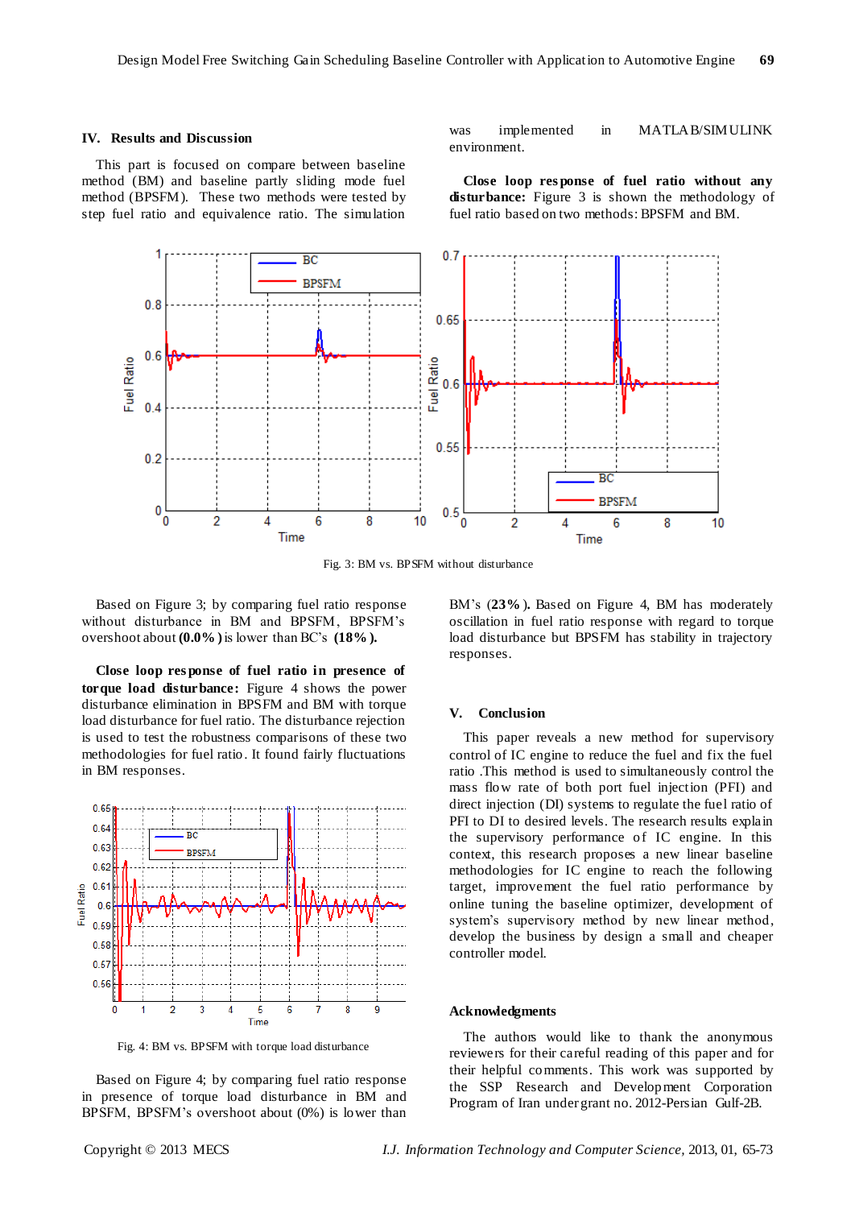## IV. Results and Discussion

This part is focused on compare between baseline method (BM) and baseline partly sliding mode fuel method (BPSFM). These two methods were tested by step fuel ratio and equivalence ratio. The simulation was implemented in MATLAB/SIMULINK environment.

**Close loop response of fuel ratio without any disturbance:** Figure 3 is shown the methodology of fuel ratio based on two methods: BPSFM and BM.

Fig. 3: BM vs. BPSFM without disturbance

Based on Figure 3; by comparing fuel ratio response without disturbance in BM and BPSFM, BPSFM's overshoot about **(0.0%)** is lower than BC's **(18%).**

**Close loop response of fuel ratio in presence of torque load disturbance:** Figure 4 shows the power disturbance elimination in BPSFM and BM with torque load disturbance for fuel ratio. The disturbance rejection is used to test the robustness comparisons of these two methodologies for fuel ratio. It found fairly fluctuations in BM responses.

Fig. 4: BM vs. BPSFM with torque load disturbance

Based on Figure 4; by comparing fuel ratio response in presence of torque load disturbance in BM and BPSFM, BPSFM's overshoot about (0%) is lower than BM's **(23%).** Based on Figure 4, BM has moderately oscillation in fuel ratio response with regard to torque load disturbance but BPSFM has stability in trajectory responses.

## V. Conclusion

This paper reveals a new method for supervisory control of IC engine to reduce the fuel and fix the fuel ratio .This method is used to simultaneously control the mass flow rate of both port fuel injection (PFI) and direct injection (DI) systems to regulate the fuel ratio of PFI to DI to desired levels. The research results explain the supervisory performance of IC engine. In this context, this research proposes a new linear baseline methodologies for IC engine to reach the following target, improvement the fuel ratio performance by online tuning the baseline optimizer, development of system's supervisory method by new linear method, develop the business by design a small and cheaper controller model.

## Acknowledgments

The authors would like to thank the anonymous reviewers for their careful reading of this paper and for their helpful comments. This work was supported by the SSP Research and Development Corporation Program of Iran under grant no. 2012-Persian Gulf-2B.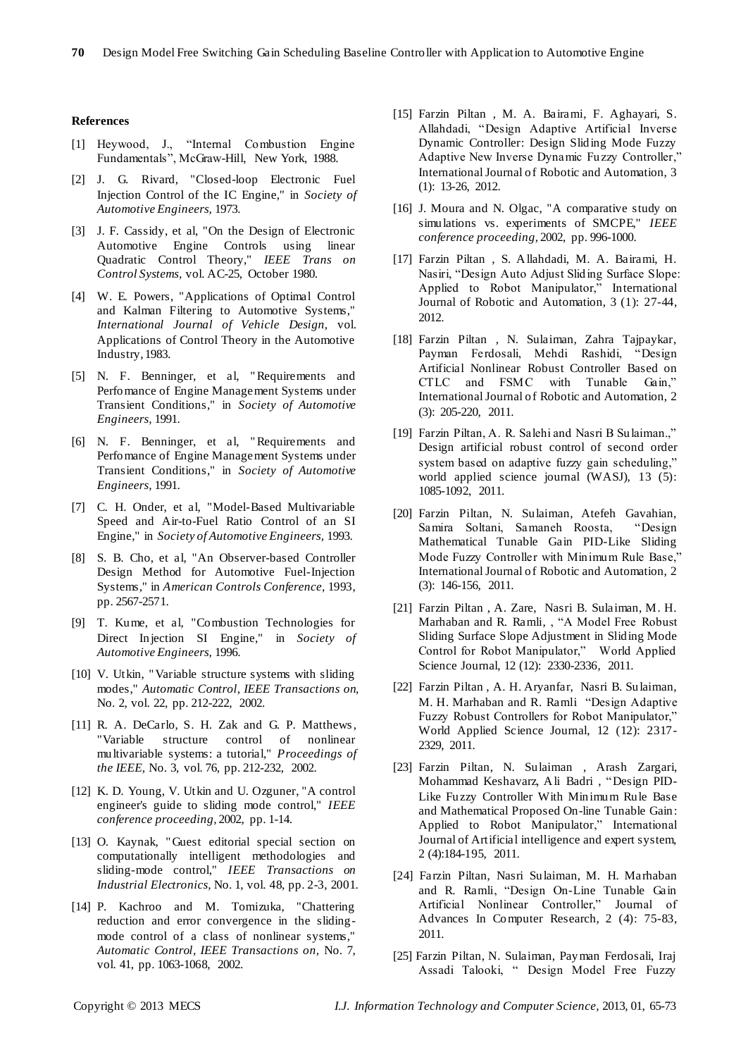## References

[1] Heywood, J., "Internal Combustion Engine Fundamentals", McGraw-Hill, New York, 1988.

[2] J. G. Rivard, "Closed-loop Electronic Fuel Injection Control of the IC Engine," in *Society of Automotive Engineers,* 1973.

[3] J. F. Cassidy, et al, "On the Design of Electronic Automotive Engine Controls using linear Quadratic Control Theory," *IEEE Trans on Control Systems,* vol. AC-25, October 1980.

[4] W. E. Powers, "Applications of Optimal Control and Kalman Filtering to Automotive Systems," *International Journal of Vehicle Design,* vol. Applications of Control Theory in the Automotive Industry, 1983.

[5] N. F. Benninger, et al, "Requirements and Perfomance of Engine Management Systems under Transient Conditions," in *Society of Automotive Engineers,* 1991.

[6] N. F. Benninger, et al, "Requirements and Perfomance of Engine Management Systems under Transient Conditions," in *Society of Automotive Engineers,* 1991.

[7] C. H. Onder, et al, "Model-Based Multivariable Speed and Air-to-Fuel Ratio Control of an SI Engine," in *Society of Automotive Engineers,* 1993.

[8] S. B. Cho, et al, "An Observer-based Controller Design Method for Automotive Fuel-Injection Systems," in *American Controls Conference,* 1993, pp. 2567-2571.

[9] T. Kume, et al, "Combustion Technologies for Direct Injection SI Engine," in *Society of Automotive Engineers,* 1996.

[10] V. Utkin, "Variable structure systems with sliding modes," *Automatic Control, IEEE Transactions on,* No. 2, vol. 22, pp. 212-222, 2002.

[11] R. A. DeCarlo, S. H. Zak and G. P. Matthews, "Variable structure control of nonlinear multivariable systems: a tutorial," *Proceedings of the IEEE,* No. 3, vol. 76, pp. 212-232, 2002.

[12] K. D. Young, V. Utkin and U. Ozguner, "A control engineer's guide to sliding mode control," *IEEE conference proceeding,* 2002, pp. 1-14.

[13] O. Kaynak, "Guest editorial special section on computationally intelligent methodologies and sliding-mode control," *IEEE Transactions on Industrial Electronics,* No. 1, vol. 48, pp. 2-3, 2001.

[14] P. Kachroo and M. Tomizuka, "Chattering reduction and error convergence in the sliding-mode control of a class of nonlinear systems," *Automatic Control, IEEE Transactions on,* No. 7, vol. 41, pp. 1063-1068, 2002.

[15] Farzin Piltan , M. A. Bairami, F. Aghayari, S. Allahdadi, "Design Adaptive Artificial Inverse Dynamic Controller: Design Sliding Mode Fuzzy Adaptive New Inverse Dynamic Fuzzy Controller," International Journal of Robotic and Automation, 3 (1): 13-26, 2012.

[16] J. Moura and N. Olgac, "A comparative study on simulations vs. experiments of SMCPE," *IEEE conference proceeding,* 2002, pp. 996-1000.

[17] Farzin Piltan , S. Allahdadi, M. A. Bairami, H. Nasiri, "Design Auto Adjust Sliding Surface Slope: Applied to Robot Manipulator," International Journal of Robotic and Automation, 3 (1): 27-44, 2012.

[18] Farzin Piltan , N. Sulaiman, Zahra Tajpaykar, Payman Ferdosali, Mehdi Rashidi, "Design Artificial Nonlinear Robust Controller Based on CTLC and FSMC with Tunable Gain," International Journal of Robotic and Automation, 2 (3): 205-220, 2011.

[19] Farzin Piltan, A. R. Salehi and Nasri B Sulaiman.," Design artificial robust control of second order system based on adaptive fuzzy gain scheduling," world applied science journal (WASJ), 13 (5): 1085-1092, 2011.

[20] Farzin Piltan, N. Sulaiman, Atefeh Gavahian, Samira Soltani, Samaneh Roosta, "Design Mathematical Tunable Gain PID-Like Sliding Mode Fuzzy Controller with Minimum Rule Base," International Journal of Robotic and Automation, 2 (3): 146-156, 2011.

[21] Farzin Piltan , A. Zare, Nasri B. Sulaiman, M. H. Marhaban and R. Ramli, , "A Model Free Robust Sliding Surface Slope Adjustment in Sliding Mode Control for Robot Manipulator," World Applied Science Journal, 12 (12): 2330-2336, 2011.

[22] Farzin Piltan , A. H. Aryanfar, Nasri B. Sulaiman, M. H. Marhaban and R. Ramli "Design Adaptive Fuzzy Robust Controllers for Robot Manipulator," World Applied Science Journal, 12 (12): 2317-2329, 2011.

[23] Farzin Piltan, N. Sulaiman , Arash Zargari, Mohammad Keshavarz, Ali Badri , "Design PID-Like Fuzzy Controller With Minimum Rule Base and Mathematical Proposed On-line Tunable Gain: Applied to Robot Manipulator," International Journal of Artificial intelligence and expert system, 2 (4):184-195, 2011.

[24] Farzin Piltan, Nasri Sulaiman, M. H. Marhaban and R. Ramli, "Design On-Line Tunable Gain Artificial Nonlinear Controller," Journal of Advances In Computer Research, 2 (4): 75-83, 2011.

[25] Farzin Piltan, N. Sulaiman, Payman Ferdosali, Iraj Assadi Talooki, " Design Model Free Fuzzy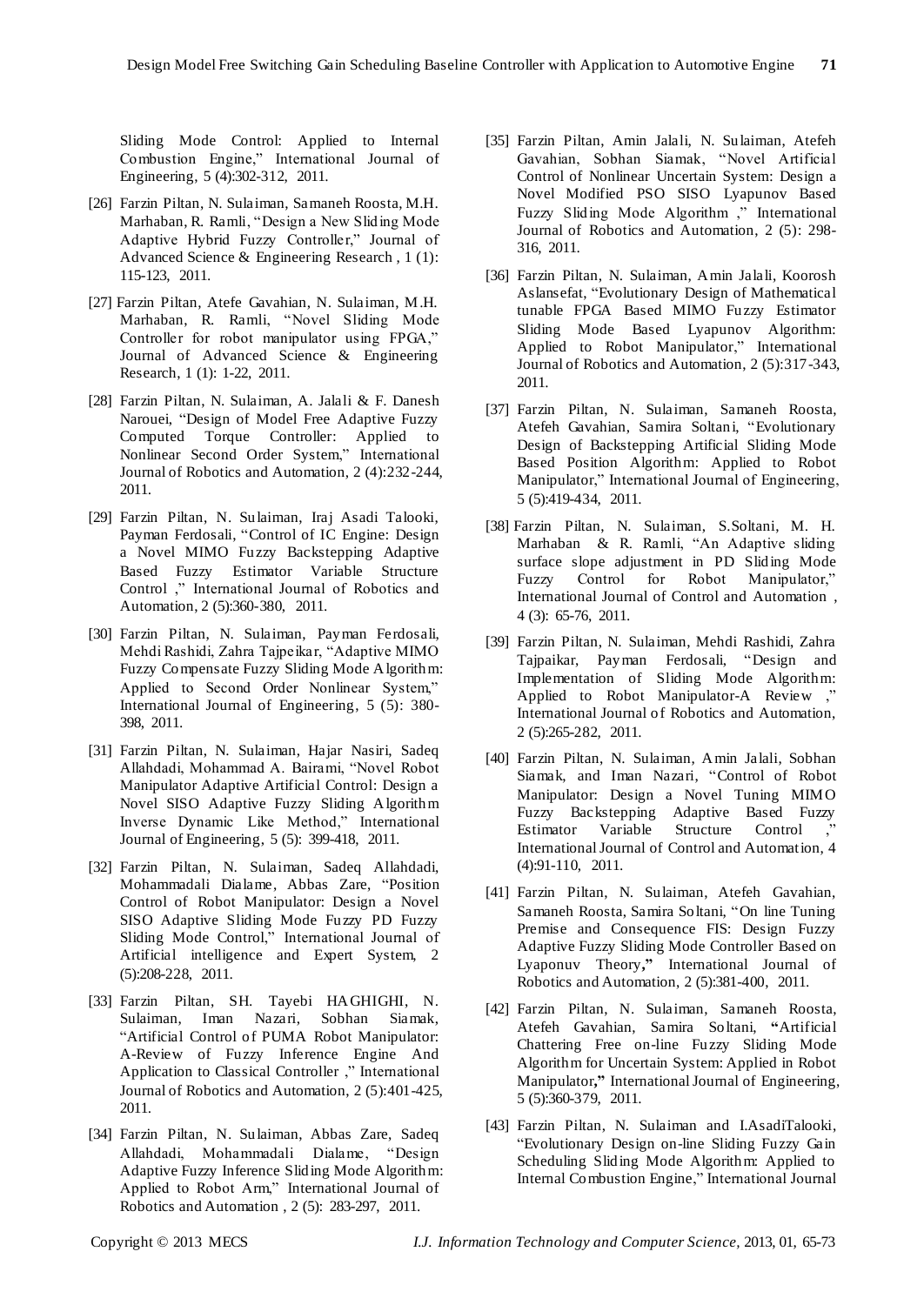Sliding Mode Control: Applied to Internal Combustion Engine," International Journal of Engineering, 5 (4):302-312, 2011.

[26] Farzin Piltan, N. Sulaiman, Samaneh Roosta, M.H. Marhaban, R. Ramli, "Design a New Sliding Mode Adaptive Hybrid Fuzzy Controller," Journal of Advanced Science & Engineering Research , 1 (1): 115-123, 2011.

[27] Farzin Piltan, Atefe Gavahian, N. Sulaiman, M.H. Marhaban, R. Ramli, "Novel Sliding Mode Controller for robot manipulator using FPGA," Journal of Advanced Science & Engineering Research, 1 (1): 1-22, 2011.

[28] Farzin Piltan, N. Sulaiman, A. Jalali & F. Danesh Narouei, "Design of Model Free Adaptive Fuzzy Computed Torque Controller: Applied to Nonlinear Second Order System," International Journal of Robotics and Automation, 2 (4):232-244, 2011.

[29] Farzin Piltan, N. Sulaiman, Iraj Asadi Talooki, Payman Ferdosali, "Control of IC Engine: Design a Novel MIMO Fuzzy Backstepping Adaptive Based Fuzzy Estimator Variable Structure Control ," International Journal of Robotics and Automation, 2 (5):360-380, 2011.

[30] Farzin Piltan, N. Sulaiman, Payman Ferdosali, Mehdi Rashidi, Zahra Tajpeikar, "Adaptive MIMO Fuzzy Compensate Fuzzy Sliding Mode Algorithm: Applied to Second Order Nonlinear System," International Journal of Engineering, 5 (5): 380-398, 2011.

[31] Farzin Piltan, N. Sulaiman, Hajar Nasiri, Sadeq Allahdadi, Mohammad A. Bairami, "Novel Robot Manipulator Adaptive Artificial Control: Design a Novel SISO Adaptive Fuzzy Sliding Algorithm Inverse Dynamic Like Method," International Journal of Engineering, 5 (5): 399-418, 2011.

[32] Farzin Piltan, N. Sulaiman, Sadeq Allahdadi, Mohammadali Dialame, Abbas Zare, "Position Control of Robot Manipulator: Design a Novel SISO Adaptive Sliding Mode Fuzzy PD Fuzzy Sliding Mode Control," International Journal of Artificial intelligence and Expert System, 2 (5):208-228, 2011.

[33] Farzin Piltan, SH. Tayebi HAGHIGHI, N. Sulaiman, Iman Nazari, Sobhan Siamak, "Artificial Control of PUMA Robot Manipulator: A-Review of Fuzzy Inference Engine And Application to Classical Controller ," International Journal of Robotics and Automation, 2 (5):401-425, 2011.

[34] Farzin Piltan, N. Sulaiman, Abbas Zare, Sadeq Allahdadi, Mohammadali Dialame, "Design Adaptive Fuzzy Inference Sliding Mode Algorithm: Applied to Robot Arm," International Journal of Robotics and Automation , 2 (5): 283-297, 2011.

[35] Farzin Piltan, Amin Jalali, N. Sulaiman, Atefeh Gavahian, Sobhan Siamak, "Novel Artificial Control of Nonlinear Uncertain System: Design a Novel Modified PSO SISO Lyapunov Based Fuzzy Sliding Mode Algorithm ," International Journal of Robotics and Automation, 2 (5): 298-316, 2011.

[36] Farzin Piltan, N. Sulaiman, Amin Jalali, Koorosh Aslansefat, "Evolutionary Design of Mathematical tunable FPGA Based MIMO Fuzzy Estimator Sliding Mode Based Lyapunov Algorithm: Applied to Robot Manipulator," International Journal of Robotics and Automation, 2 (5):317-343, 2011.

[37] Farzin Piltan, N. Sulaiman, Samaneh Roosta, Atefeh Gavahian, Samira Soltani, "Evolutionary Design of Backstepping Artificial Sliding Mode Based Position Algorithm: Applied to Robot Manipulator," International Journal of Engineering, 5 (5):419-434, 2011.

[38] Farzin Piltan, N. Sulaiman, S.Soltani, M. H. Marhaban & R. Ramli, "An Adaptive sliding surface slope adjustment in PD Sliding Mode Fuzzy Control for Robot Manipulator," International Journal of Control and Automation , 4 (3): 65-76, 2011.

[39] Farzin Piltan, N. Sulaiman, Mehdi Rashidi, Zahra Tajpaikar, Payman Ferdosali, "Design and Implementation of Sliding Mode Algorithm: Applied to Robot Manipulator-A Review ," International Journal of Robotics and Automation, 2 (5):265-282, 2011.

[40] Farzin Piltan, N. Sulaiman, Amin Jalali, Sobhan Siamak, and Iman Nazari, "Control of Robot Manipulator: Design a Novel Tuning MIMO Fuzzy Backstepping Adaptive Based Fuzzy Estimator Variable Structure Control ," International Journal of Control and Automation, 4 (4):91-110, 2011.

[41] Farzin Piltan, N. Sulaiman, Atefeh Gavahian, Samaneh Roosta, Samira Soltani, "On line Tuning Premise and Consequence FIS: Design Fuzzy Adaptive Fuzzy Sliding Mode Controller Based on Lyaponuv Theory," International Journal of Robotics and Automation, 2 (5):381-400, 2011.

[42] Farzin Piltan, N. Sulaiman, Samaneh Roosta, Atefeh Gavahian, Samira Soltani, "Artificial Chattering Free on-line Fuzzy Sliding Mode Algorithm for Uncertain System: Applied in Robot Manipulator," International Journal of Engineering, 5 (5):360-379, 2011.

[43] Farzin Piltan, N. Sulaiman and I.AsadiTalooki, "Evolutionary Design on-line Sliding Fuzzy Gain Scheduling Sliding Mode Algorithm: Applied to Internal Combustion Engine," International Journal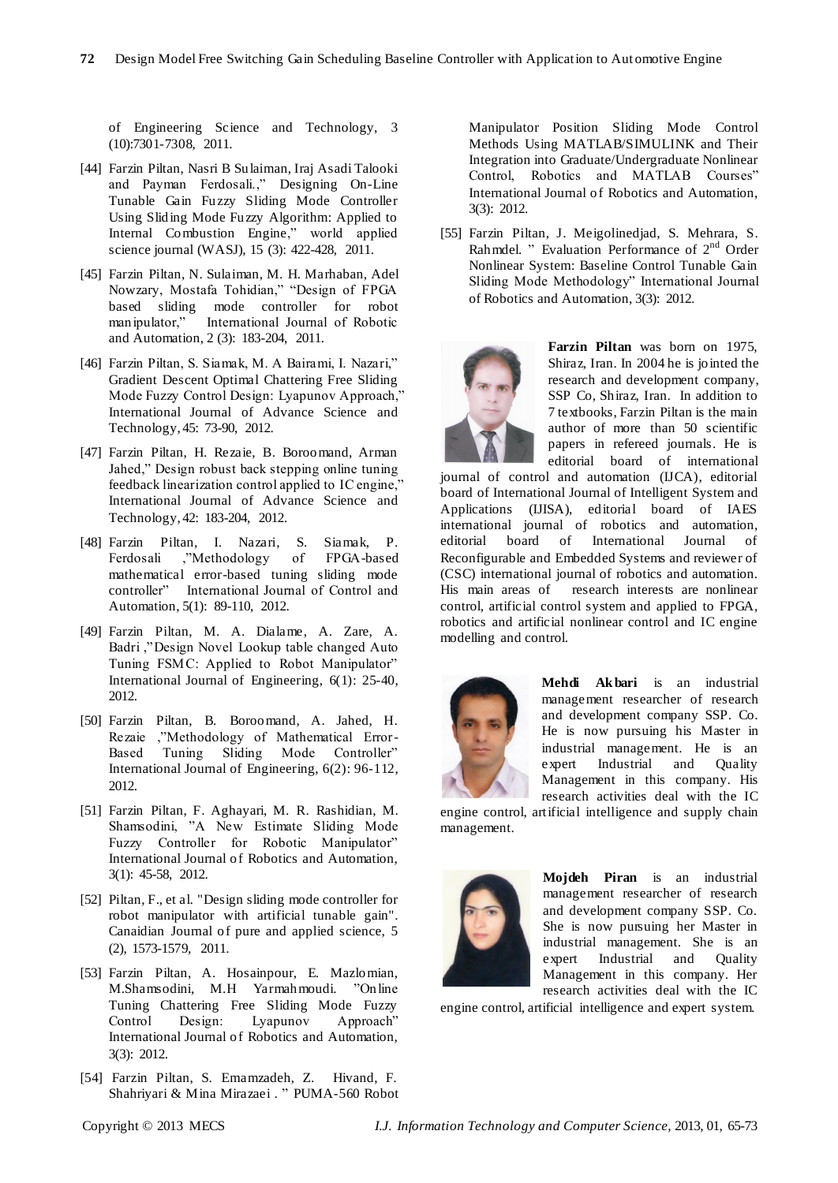of Engineering Science and Technology, 3 (10):7301-7308, 2011.

[44] Farzin Piltan, Nasri B Sulaiman, Iraj Asadi Talooki and Payman Ferdosali.," Designing On-Line Tunable Gain Fuzzy Sliding Mode Controller Using Sliding Mode Fuzzy Algorithm: Applied to Internal Combustion Engine," world applied science journal (WASJ), 15 (3): 422-428, 2011.

[45] Farzin Piltan, N. Sulaiman, M. H. Marhaban, Adel Nowzary, Mostafa Tohidian," "Design of FPGA based sliding mode controller for robot manipulator," International Journal of Robotic and Automation, 2 (3): 183-204, 2011.

[46] Farzin Piltan, S. Siamak, M. A Bairami, I. Nazari," Gradient Descent Optimal Chattering Free Sliding Mode Fuzzy Control Design: Lyapunov Approach," International Journal of Advance Science and Technology, 45: 73-90, 2012.

[47] Farzin Piltan, H. Rezaie, B. Boroomand, Arman Jahed," Design robust back stepping online tuning feedback linearization control applied to IC engine," International Journal of Advance Science and Technology, 42: 183-204, 2012.

[48] Farzin Piltan, I. Nazari, S. Siamak, P. Ferdosali ,"Methodology of FPGA-based mathematical error-based tuning sliding mode controller" International Journal of Control and Automation, 5(1): 89-110, 2012.

[49] Farzin Piltan, M. A. Dialame, A. Zare, A. Badri ,"Design Novel Lookup table changed Auto Tuning FSMC: Applied to Robot Manipulator" International Journal of Engineering, 6(1): 25-40, 2012.

[50] Farzin Piltan, B. Boroomand, A. Jahed, H. Rezaie ,"Methodology of Mathematical Error-Based Tuning Sliding Mode Controller" International Journal of Engineering, 6(2): 96-112, 2012.

[51] Farzin Piltan, F. Aghayari, M. R. Rashidian, M. Shamsodini, "A New Estimate Sliding Mode Fuzzy Controller for Robotic Manipulator" International Journal of Robotics and Automation, 3(1): 45-58, 2012.

[52] Piltan, F., et al. "Design sliding mode controller for robot manipulator with artificial tunable gain". Canaidian Journal of pure and applied science, 5 (2), 1573-1579, 2011.

[53] Farzin Piltan, A. Hosainpour, E. Mazlomian, M.Shamsodini, M.H Yarmahmoudi. "Online Tuning Chattering Free Sliding Mode Fuzzy Control Design: Lyapunov Approach" International Journal of Robotics and Automation, 3(3): 2012.

[54] Farzin Piltan, S. Emamzadeh, Z. Hivand, F. Shahriyari & Mina Mirazaei . " PUMA-560 Robot Manipulator Position Sliding Mode Control Methods Using MATLAB/SIMULINK and Their Integration into Graduate/Undergraduate Nonlinear Control, Robotics and MATLAB Courses" International Journal of Robotics and Automation, 3(3): 2012.

[55] Farzin Piltan, J. Meigolinedjad, S. Mehrara, S. Rahmdel. " Evaluation Performance of 2nd Order Nonlinear System: Baseline Control Tunable Gain Sliding Mode Methodology" International Journal of Robotics and Automation, 3(3): 2012.

**Farzin Piltan** was born on 1975, Shiraz, Iran. In 2004 he is jointed the research and development company, SSP Co, Shiraz, Iran. In addition to 7 textbooks, Farzin Piltan is the main author of more than 50 scientific papers in refereed journals. He is editorial board of international journal of control and automation (IJCA), editorial board of International Journal of Intelligent System and Applications (IJISA), editorial board of IAES international journal of robotics and automation, editorial board of International Journal of Reconfigurable and Embedded Systems and reviewer of (CSC) international journal of robotics and automation. His main areas of research interests are nonlinear control, artificial control system and applied to FPGA, robotics and artificial nonlinear control and IC engine modelling and control.

**Mehdi Akbari** is an industrial management researcher of research and development company SSP. Co. He is now pursuing his Master in industrial management. He is an expert Industrial and Quality Management in this company. His research activities deal with the IC engine control, artificial intelligence and supply chain management.

**Mojdeh Piran** is an industrial management researcher of research and development company SSP. Co. She is now pursuing her Master in industrial management. She is an expert Industrial and Quality Management in this company. Her research activities deal with the IC engine control, artificial intelligence and expert system.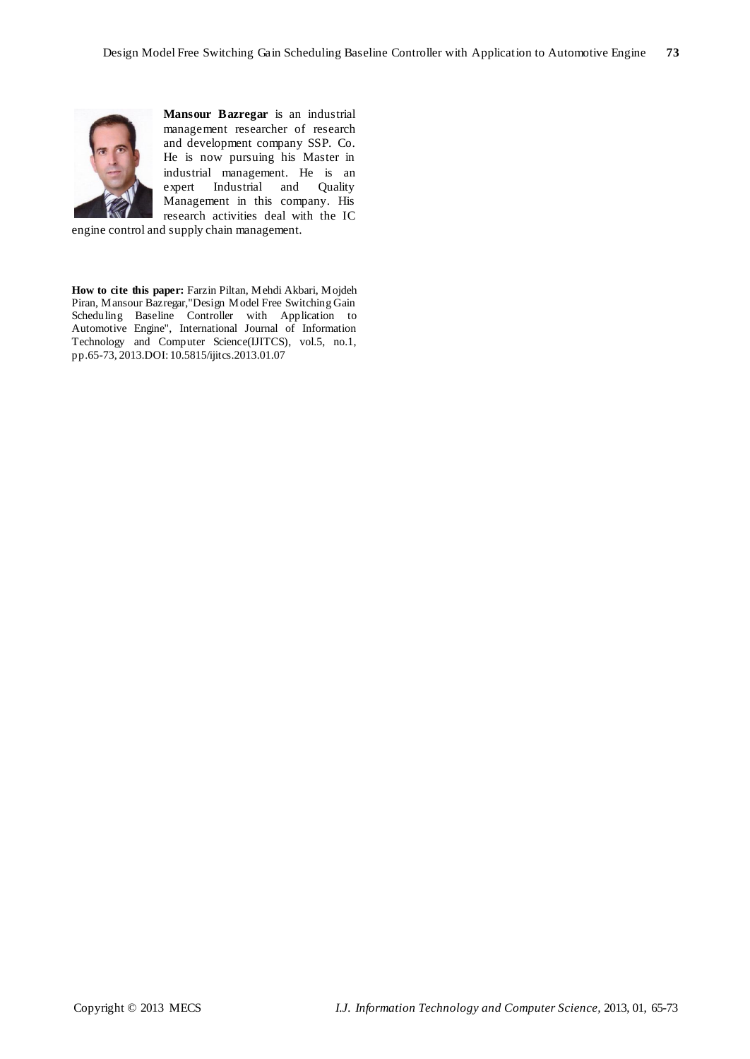**Mansour Bazregar** is an industrial management researcher of research and development company SSP. Co. He is now pursuing his Master in industrial management. He is an expert Industrial and Quality Management in this company. His research activities deal with the IC engine control and supply chain management.

**How to cite this paper:** Farzin Piltan, Mehdi Akbari, Mojdeh Piran, Mansour Bazregar,"Design Model Free Switching Gain Scheduling Baseline Controller with Application to Automotive Engine", International Journal of Information Technology and Computer Science(IJITCS), vol.5, no.1, pp.65-73, 2013.DOI: 10.5815/ijitcs.2013.01.07